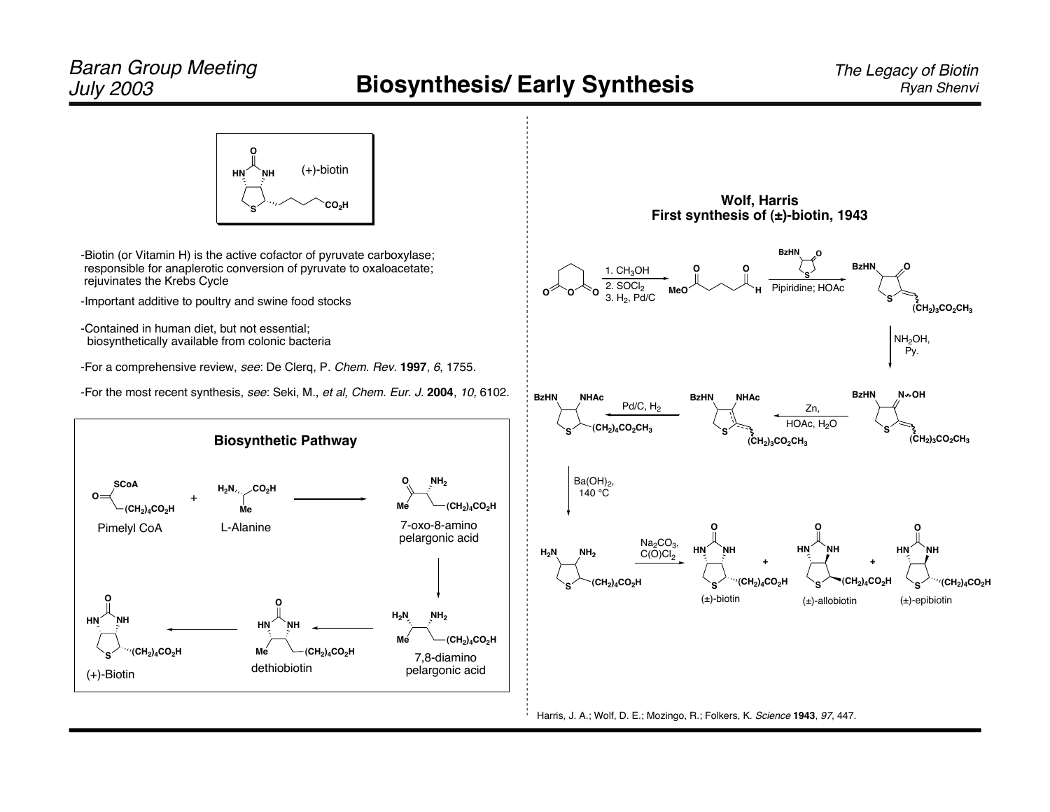# Biosynthesis/ Early Synthesis

(+)-biotin

- Biotin (or Vitamin H) is the active cofactor of pyruvate carboxylase; responsible for anaplerotic conversion of pyruvate to oxaloacetate; rejuvinates the Krebs Cycle
- Important additive to poultry and swine food stocks
- Contained in human diet, but not essential; biosynthetically available from colonic bacteria
- For a comprehensive review, *see*: De Clerq, P. *Chem. Rev.* **1997**, *6*, 1755.
- For the most recent synthesis, *see*: Seki, M., *et al, Chem. Eur. J.* **2004**, *10,* 6102.

## Biosynthetic Pathway

Pimelyl CoA + L-Alanine → 7-oxo-8-amino pelargonic acid → 7,8-diamino pelargonic acid → dethiobiotin → (+)-Biotin

## Wolf, Harris
## First synthesis of (±)-biotin, 1943

1. $CH_3OH$; 2. $SOCl_2$; 3. $H_2$, Pd/C

Pipiridine; HOAc

$NH_2OH$, Py.

Zn, HOAc, $H_2O$

Pd/C, $H_2$

$Ba(OH)_2$, 140 °C

$Na_2CO_3$, $C(O)Cl_2$

(±)-biotin + (±)-allobiotin + (±)-epibiotin

Harris, J. A.; Wolf, D. E.; Mozingo, R.; Folkers, K. *Science* **1943**, *97*, 447.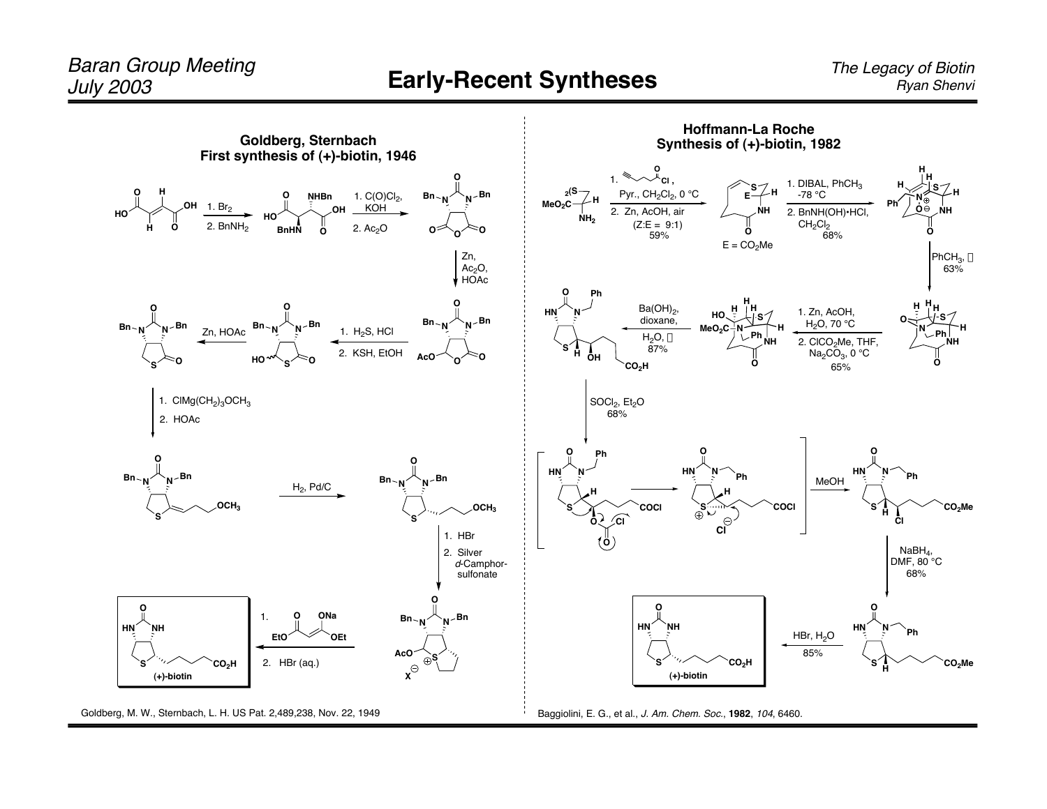# Early-Recent Syntheses

## Goldberg, Sternbach
### First synthesis of (+)-biotin, 1946

1. $Br_2$
2. $BnNH_2$

1. $C(O)Cl_2$, KOH
2. $Ac_2O$

Zn, $Ac_2O$, HOAc

1. $H_2S$, HCl
2. KSH, EtOH

Zn, HOAc

1. $ClMg(CH_2)_3OCH_3$
2. HOAc

$H_2$, Pd/C

1. HBr
2. Silver *d*-Camphor-sulfonate

1. EtO(C=O)C(ONa)=CH(OEt)
2. HBr (aq.)

**(+)-biotin**

Goldberg, M. W., Sternbach, L. H. US Pat. 2,489,238, Nov. 22, 1949

## Hoffmann-La Roche
### Synthesis of (+)-biotin, 1982

1. HC≡C(CH$_2$)$_2$C(O)Cl, Pyr., $CH_2Cl_2$, 0 °C
2. Zn, AcOH, air (Z:E = 9:1) 59%

E = $CO_2Me$

1. DIBAL, $PhCH_3$, -78 °C
2. $BnNH(OH)\cdot HCl$, $CH_2Cl_2$ 68%

$PhCH_3$, Δ 63%

1. Zn, AcOH, $H_2O$, 70 °C
2. $ClCO_2Me$, THF, $Na_2CO_3$, 0 °C 65%

$Ba(OH)_2$, dioxane, $H_2O$, Δ 87%

$SOCl_2$, $Et_2O$ 68%

MeOH

$NaBH_4$, DMF, 80 °C 68%

HBr, $H_2O$ 85%

**(+)-biotin**

Baggiolini, E. G., et al., *J. Am. Chem. Soc.*, **1982**, *104*, 6460.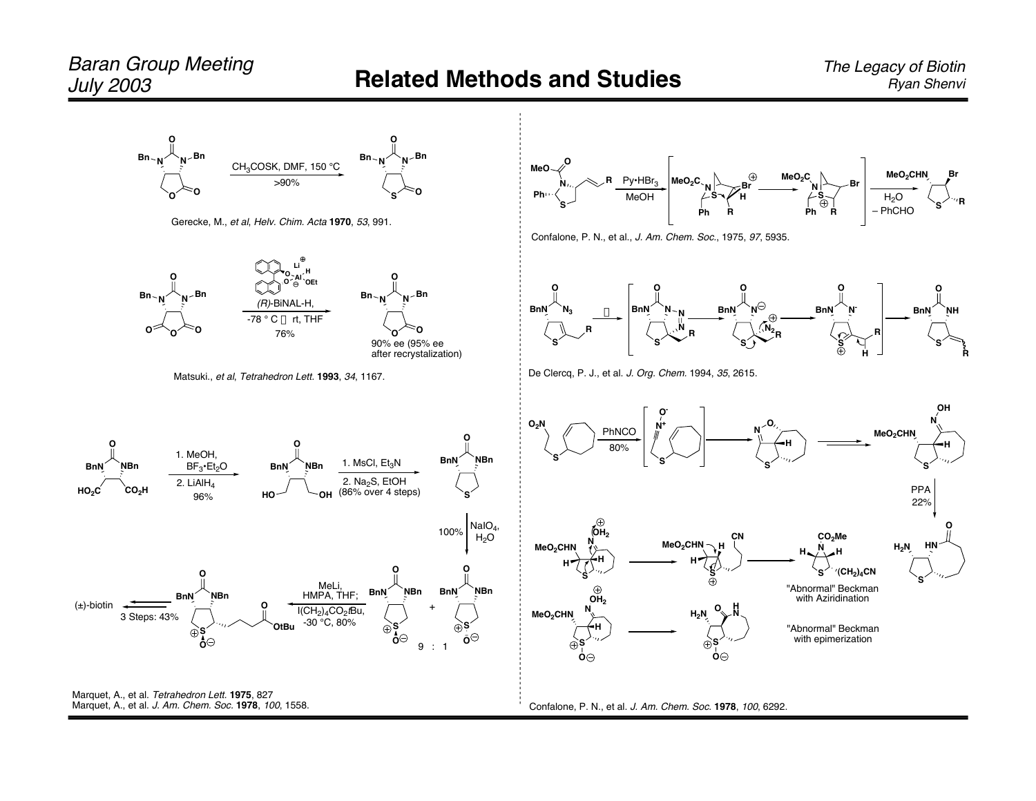# Related Methods and Studies

$CH_3COSK$, DMF, 150 °C

>90%

Gerecke, M., *et al*, *Helv. Chim. Acta* **1970**, *53*, 991.

(*R*)-BiNAL-H,

-78 ° C → rt, THF

76%

90% ee (95% ee after recrystalization)

Matsuki., *et al*, *Tetrahedron Lett.* **1993**, *34*, 1167.

1. MeOH, $BF_3$•$Et_2O$
2. $LiAlH_4$

96%

1. MsCl, $Et_3N$
2. $Na_2S$, EtOH

(86% over 4 steps)

100% $NaIO_4$, $H_2O$

9 : 1

MeLi, HMPA, THF; $I(CH_2)_4CO_2tBu$, -30 °C, 80%

(±)-biotin ⟸ 3 Steps: 43%

Marquet, A., et al. *Tetrahedron Lett.* **1975**, 827
Marquet, A., et al. *J. Am. Chem. Soc.* **1978**, *100*, 1558.

Py•$HBr_3$

MeOH

$H_2O$

– PhCHO

Confalone, P. N., et al., *J. Am. Chem. Soc.*, 1975, *97*, 5935.

De Clercq, P. J., et al. *J. Org. Chem.* 1994, *35*, 2615.

PhNCO

80%

PPA

22%

"Abnormal" Beckman with Aziridination

"Abnormal" Beckman with epimerization

Confalone, P. N., et al. *J. Am. Chem. Soc.* **1978**, *100*, 6292.